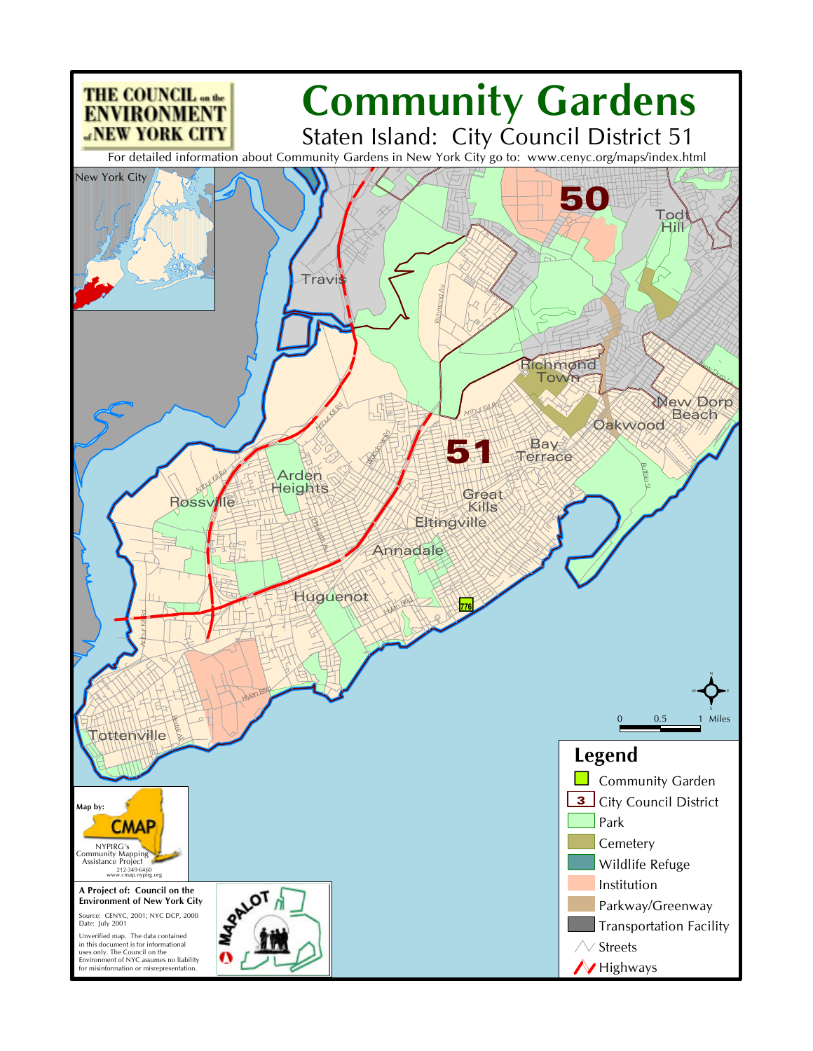THE COUNCIL on the ENVIRONMENT of NEW YORK CITY

# Community Gardens

## Staten Island: City Council District 51

For detailed information about Community Gardens in New York City go to: www.cenyc.org/maps/index.html

New York City

50

51

Travis

Todt Hill

Richmond Town

New Dorp Beach

Oakwood

Bay Terrace

Arden Heights

Rossville

Great Kills

Eltingville

Annadale

Huguenot

Tottenville

776

0 0.5 1 Miles

### Legend

- Community Garden
- City Council District
- Park
- Cemetery
- Wildlife Refuge
- Institution
- Parkway/Greenway
- Transportation Facility
- Streets
- Highways

Map by: CMAP NYPIRG's Community Mapping Assistance Project 212-349-6460 www.cmap.nypirg.org

**A Project of: Council on the Environment of New York City**

Source: CENYC, 2001; NYC DCP, 2000
Date: July 2001

Unverified map. The data contained in this document is for informational uses only. The Council on the Environment of NYC assumes no liability for misinformation or misrepresentation.

MAPALOT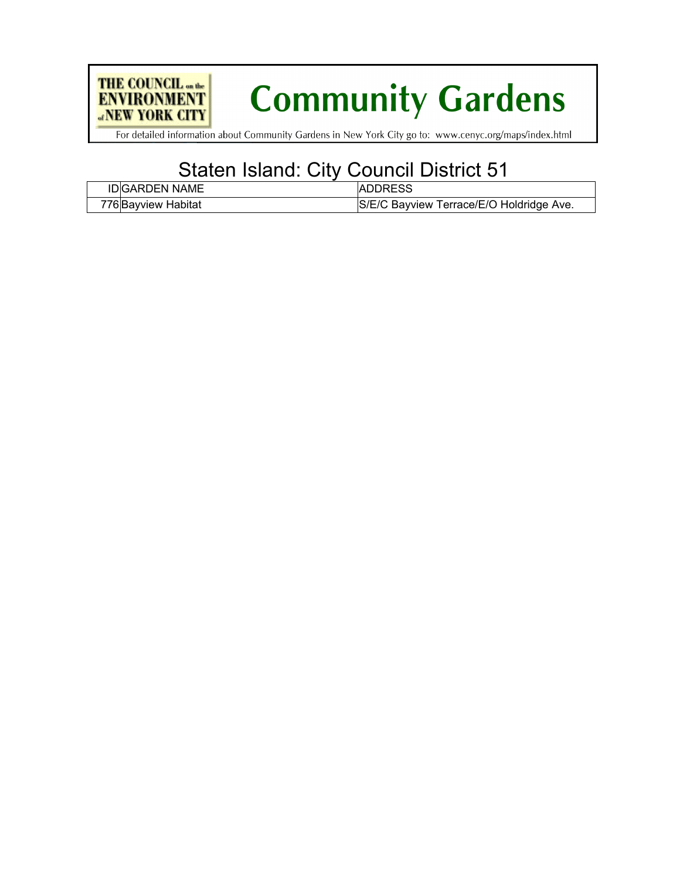THE COUNCIL on the ENVIRONMENT of NEW YORK CITY

# Community Gardens

For detailed information about Community Gardens in New York City go to: www.cenyc.org/maps/index.html

## Staten Island: City Council District 51

| ID | GARDEN NAME | ADDRESS |
|---|---|---|
| 776 | Bayview Habitat | S/E/C Bayview Terrace/E/O Holdridge Ave. |